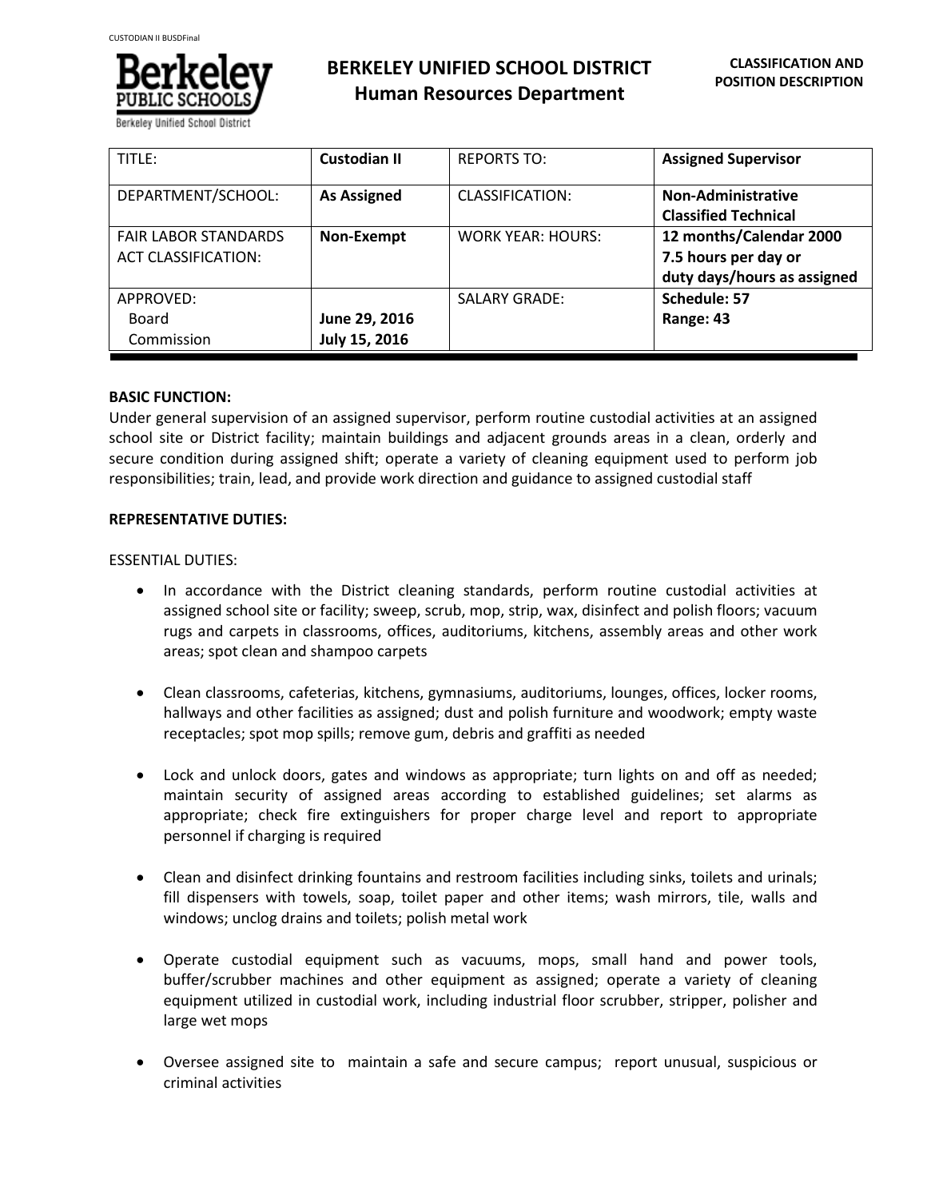# BERKELEY UNIFIED SCHOOL DISTRICT
## Human Resources Department

**CLASSIFICATION AND POSITION DESCRIPTION**

| TITLE: | **Custodian II** | REPORTS TO: | **Assigned Supervisor** |
|---|---|---|---|
| DEPARTMENT/SCHOOL: | **As Assigned** | CLASSIFICATION: | **Non-Administrative Classified Technical** |
| FAIR LABOR STANDARDS ACT CLASSIFICATION: | **Non-Exempt** | WORK YEAR: HOURS: | **12 months/Calendar 2000 7.5 hours per day or duty days/hours as assigned** |
| APPROVED: Board Commission | **June 29, 2016 July 15, 2016** | SALARY GRADE: | **Schedule: 57 Range: 43** |

**BASIC FUNCTION:**

Under general supervision of an assigned supervisor, perform routine custodial activities at an assigned school site or District facility; maintain buildings and adjacent grounds areas in a clean, orderly and secure condition during assigned shift; operate a variety of cleaning equipment used to perform job responsibilities; train, lead, and provide work direction and guidance to assigned custodial staff

**REPRESENTATIVE DUTIES:**

ESSENTIAL DUTIES:

- In accordance with the District cleaning standards, perform routine custodial activities at assigned school site or facility; sweep, scrub, mop, strip, wax, disinfect and polish floors; vacuum rugs and carpets in classrooms, offices, auditoriums, kitchens, assembly areas and other work areas; spot clean and shampoo carpets

- Clean classrooms, cafeterias, kitchens, gymnasiums, auditoriums, lounges, offices, locker rooms, hallways and other facilities as assigned; dust and polish furniture and woodwork; empty waste receptacles; spot mop spills; remove gum, debris and graffiti as needed

- Lock and unlock doors, gates and windows as appropriate; turn lights on and off as needed; maintain security of assigned areas according to established guidelines; set alarms as appropriate; check fire extinguishers for proper charge level and report to appropriate personnel if charging is required

- Clean and disinfect drinking fountains and restroom facilities including sinks, toilets and urinals; fill dispensers with towels, soap, toilet paper and other items; wash mirrors, tile, walls and windows; unclog drains and toilets; polish metal work

- Operate custodial equipment such as vacuums, mops, small hand and power tools, buffer/scrubber machines and other equipment as assigned; operate a variety of cleaning equipment utilized in custodial work, including industrial floor scrubber, stripper, polisher and large wet mops

- Oversee assigned site to maintain a safe and secure campus; report unusual, suspicious or criminal activities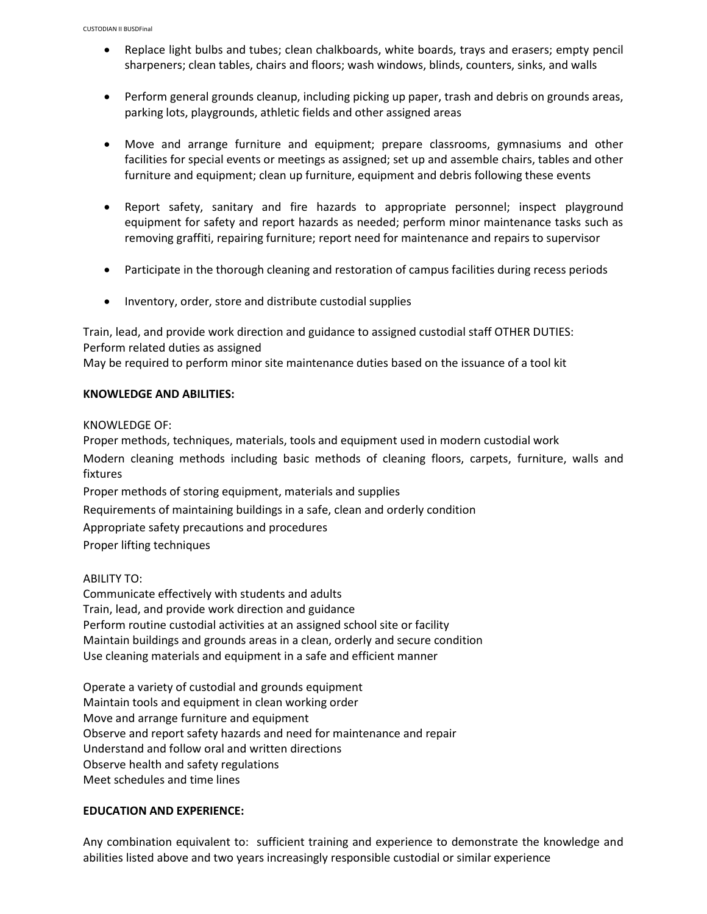- Replace light bulbs and tubes; clean chalkboards, white boards, trays and erasers; empty pencil sharpeners; clean tables, chairs and floors; wash windows, blinds, counters, sinks, and walls

- Perform general grounds cleanup, including picking up paper, trash and debris on grounds areas, parking lots, playgrounds, athletic fields and other assigned areas

- Move and arrange furniture and equipment; prepare classrooms, gymnasiums and other facilities for special events or meetings as assigned; set up and assemble chairs, tables and other furniture and equipment; clean up furniture, equipment and debris following these events

- Report safety, sanitary and fire hazards to appropriate personnel; inspect playground equipment for safety and report hazards as needed; perform minor maintenance tasks such as removing graffiti, repairing furniture; report need for maintenance and repairs to supervisor

- Participate in the thorough cleaning and restoration of campus facilities during recess periods

- Inventory, order, store and distribute custodial supplies

Train, lead, and provide work direction and guidance to assigned custodial staff OTHER DUTIES:
Perform related duties as assigned
May be required to perform minor site maintenance duties based on the issuance of a tool kit

**KNOWLEDGE AND ABILITIES:**

KNOWLEDGE OF:
Proper methods, techniques, materials, tools and equipment used in modern custodial work
Modern cleaning methods including basic methods of cleaning floors, carpets, furniture, walls and fixtures
Proper methods of storing equipment, materials and supplies
Requirements of maintaining buildings in a safe, clean and orderly condition
Appropriate safety precautions and procedures
Proper lifting techniques

ABILITY TO:
Communicate effectively with students and adults
Train, lead, and provide work direction and guidance
Perform routine custodial activities at an assigned school site or facility
Maintain buildings and grounds areas in a clean, orderly and secure condition
Use cleaning materials and equipment in a safe and efficient manner

Operate a variety of custodial and grounds equipment
Maintain tools and equipment in clean working order
Move and arrange furniture and equipment
Observe and report safety hazards and need for maintenance and repair
Understand and follow oral and written directions
Observe health and safety regulations
Meet schedules and time lines

**EDUCATION AND EXPERIENCE:**

Any combination equivalent to: sufficient training and experience to demonstrate the knowledge and abilities listed above and two years increasingly responsible custodial or similar experience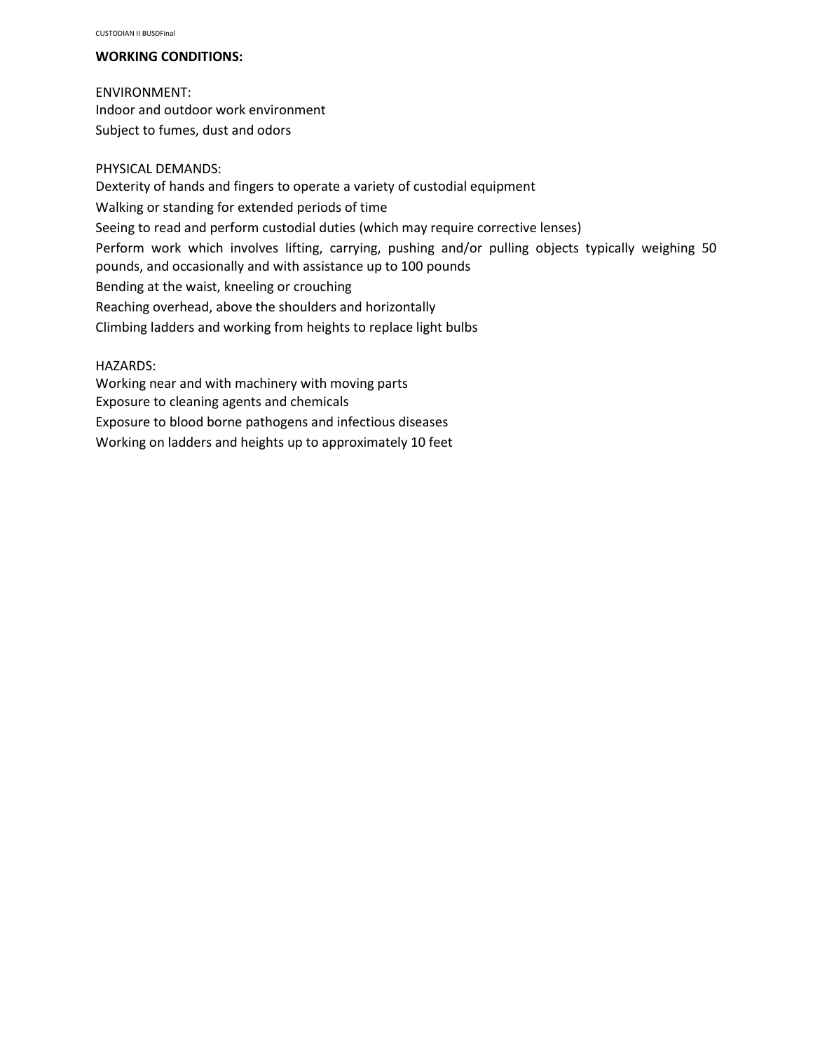**WORKING CONDITIONS:**

ENVIRONMENT:
Indoor and outdoor work environment
Subject to fumes, dust and odors

PHYSICAL DEMANDS:
Dexterity of hands and fingers to operate a variety of custodial equipment
Walking or standing for extended periods of time
Seeing to read and perform custodial duties (which may require corrective lenses)
Perform work which involves lifting, carrying, pushing and/or pulling objects typically weighing 50 pounds, and occasionally and with assistance up to 100 pounds
Bending at the waist, kneeling or crouching
Reaching overhead, above the shoulders and horizontally
Climbing ladders and working from heights to replace light bulbs

HAZARDS:
Working near and with machinery with moving parts
Exposure to cleaning agents and chemicals
Exposure to blood borne pathogens and infectious diseases
Working on ladders and heights up to approximately 10 feet